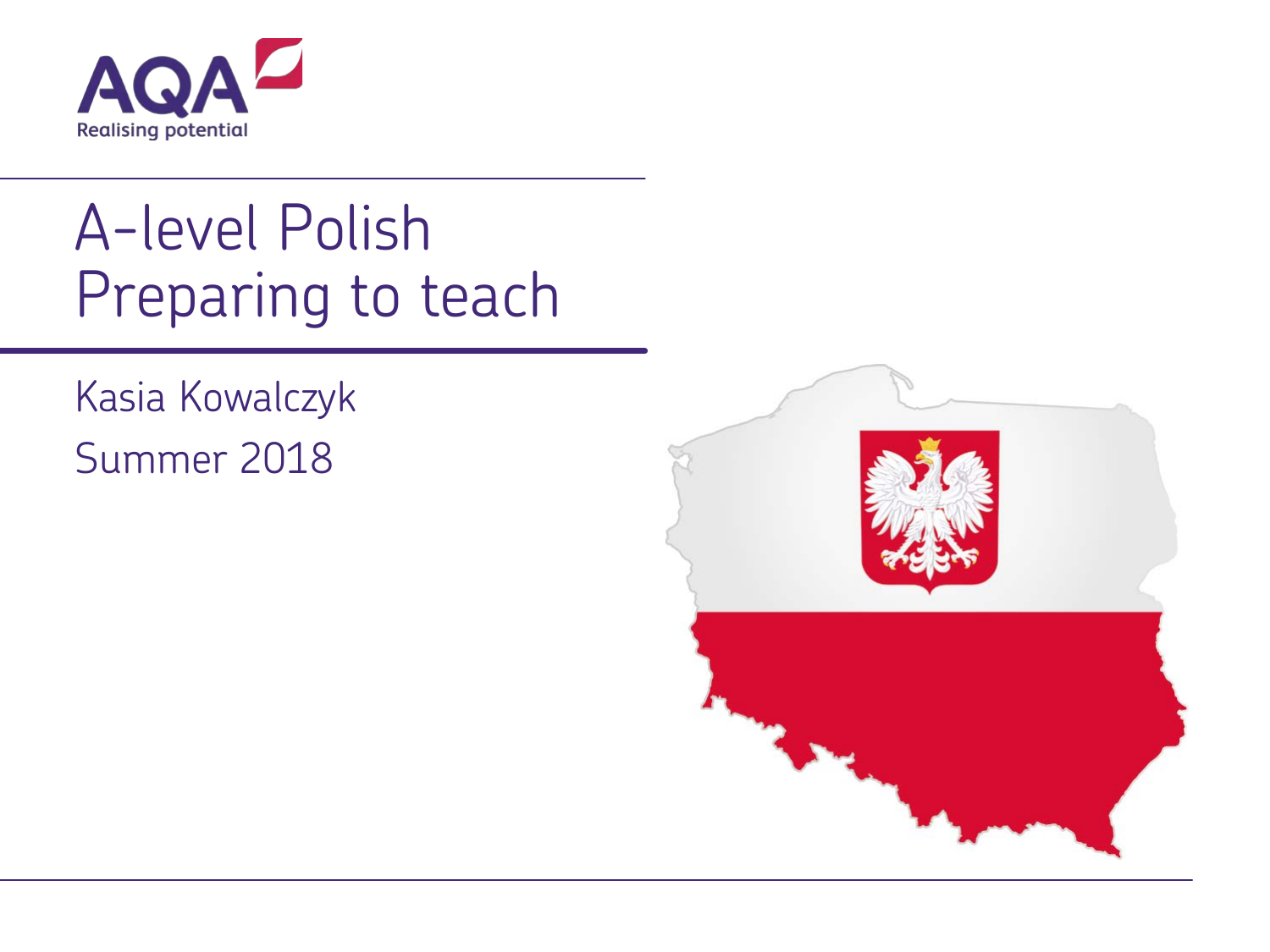AQA Realising potential

# A-level Polish Preparing to teach

Kasia Kowalczyk

Summer 2018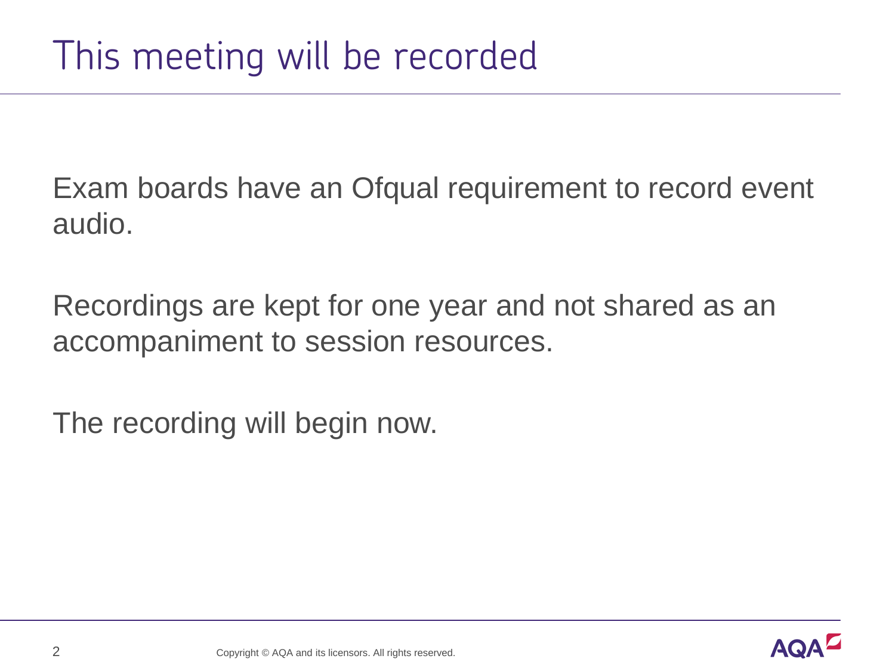# This meeting will be recorded

Exam boards have an Ofqual requirement to record event audio.

Recordings are kept for one year and not shared as an accompaniment to session resources.

The recording will begin now.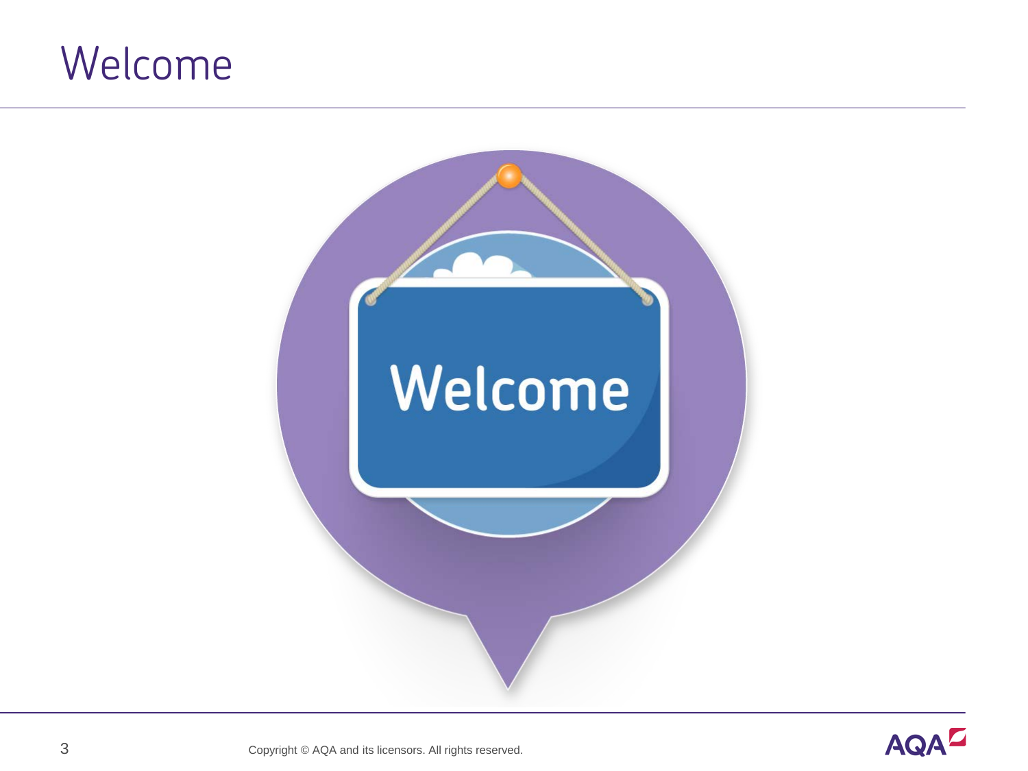# Welcome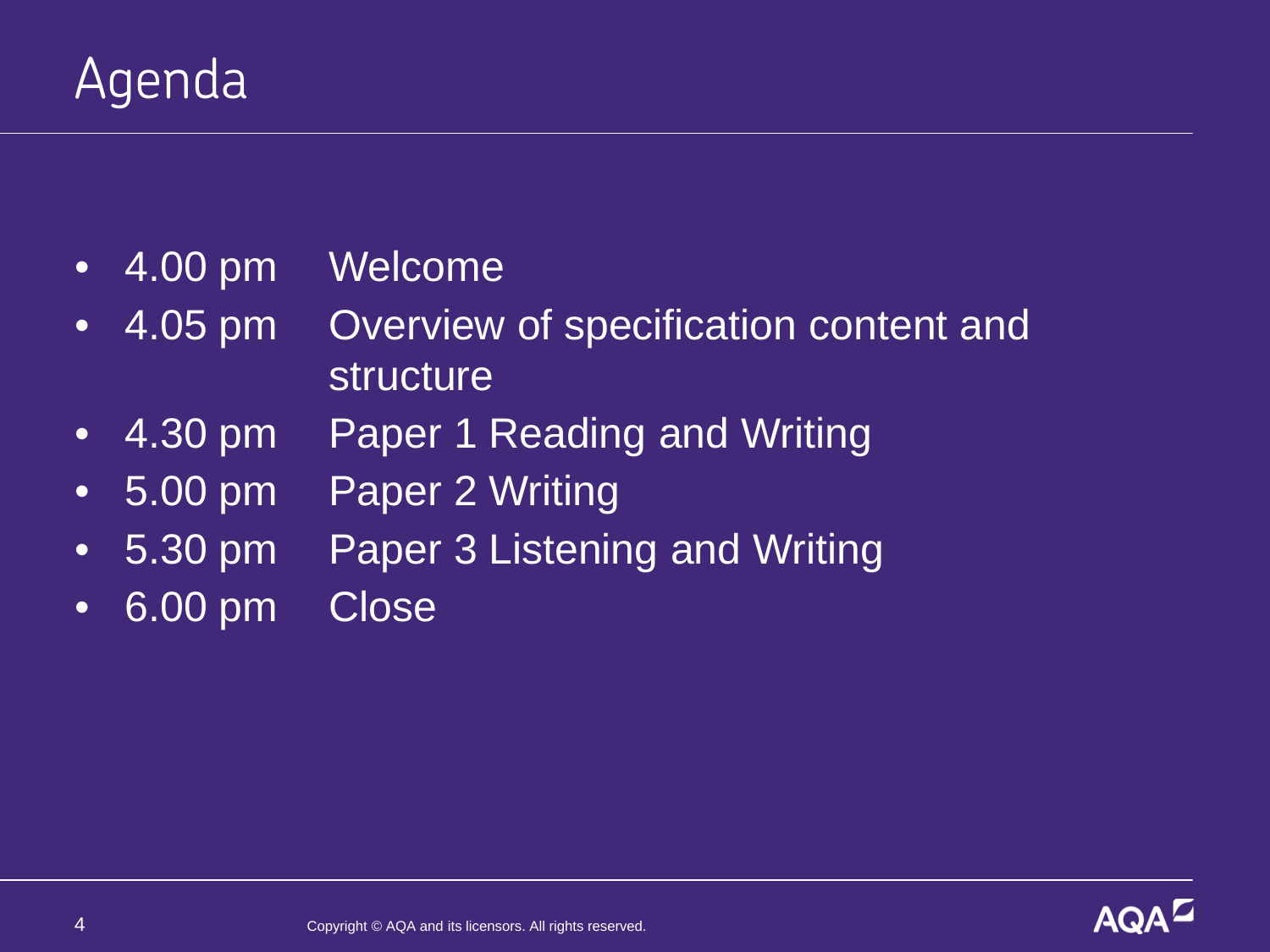# Agenda

- 4.00 pm Welcome
- 4.05 pm Overview of specification content and structure
- 4.30 pm Paper 1 Reading and Writing
- 5.00 pm Paper 2 Writing
- 5.30 pm Paper 3 Listening and Writing
- 6.00 pm Close

Copyright © AQA and its licensors. All rights reserved.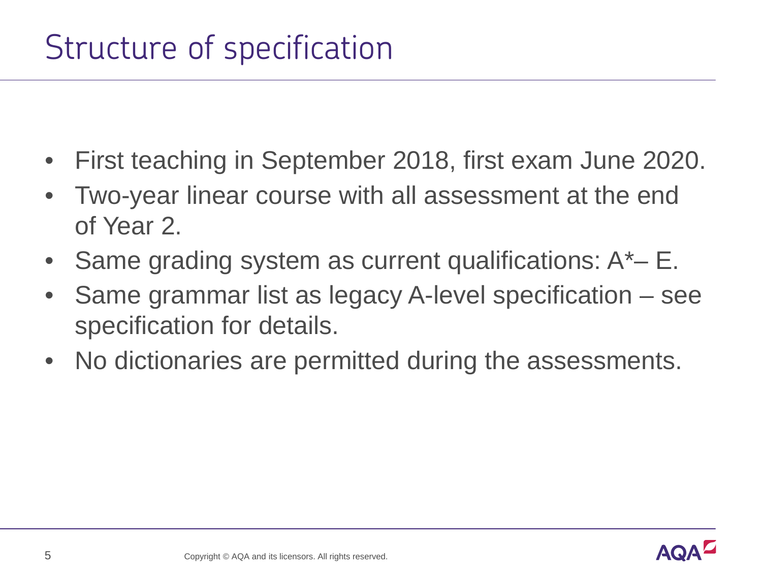# Structure of specification

- First teaching in September 2018, first exam June 2020.
- Two-year linear course with all assessment at the end of Year 2.
- Same grading system as current qualifications: A*– E.
- Same grammar list as legacy A-level specification – see specification for details.
- No dictionaries are permitted during the assessments.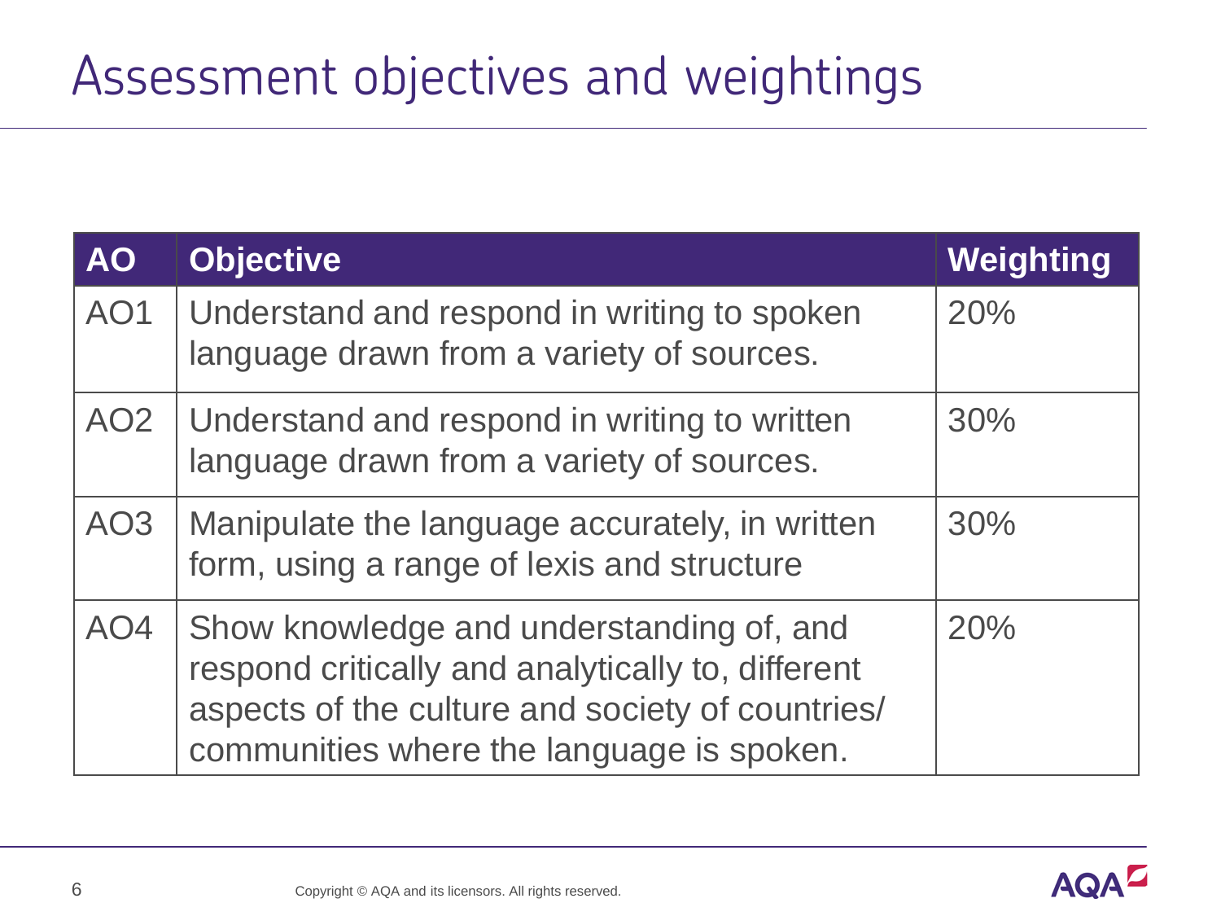# Assessment objectives and weightings

| AO | Objective | Weighting |
|---|---|---|
| AO1 | Understand and respond in writing to spoken language drawn from a variety of sources. | 20% |
| AO2 | Understand and respond in writing to written language drawn from a variety of sources. | 30% |
| AO3 | Manipulate the language accurately, in written form, using a range of lexis and structure | 30% |
| AO4 | Show knowledge and understanding of, and respond critically and analytically to, different aspects of the culture and society of countries/ communities where the language is spoken. | 20% |

Copyright © AQA and its licensors. All rights reserved.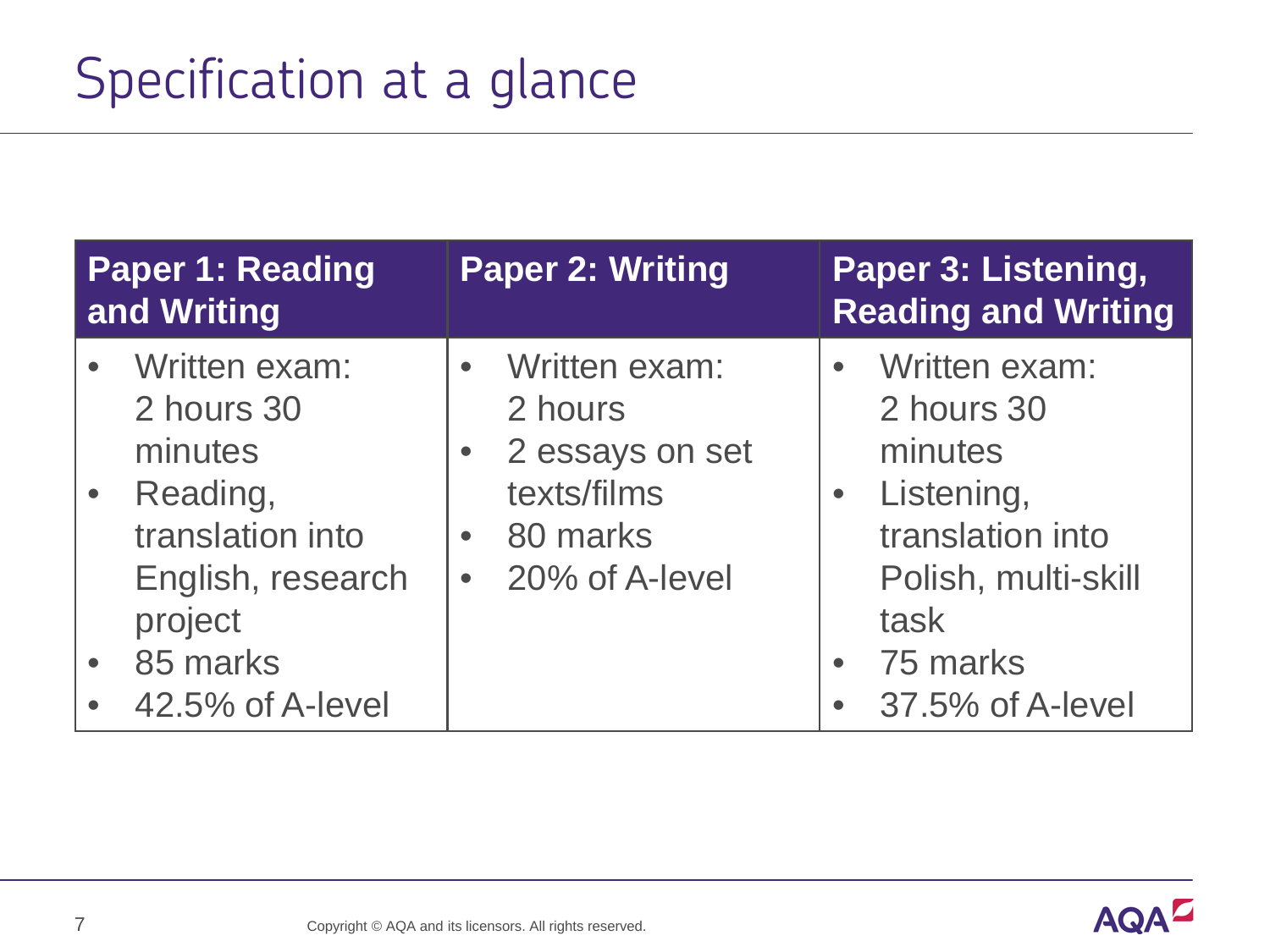# Specification at a glance

| Paper 1: Reading and Writing | Paper 2: Writing | Paper 3: Listening, Reading and Writing |
|---|---|---|
| • Written exam: 2 hours 30 minutes<br>• Reading, translation into English, research project<br>• 85 marks<br>• 42.5% of A-level | • Written exam: 2 hours<br>• 2 essays on set texts/films<br>• 80 marks<br>• 20% of A-level | • Written exam: 2 hours 30 minutes<br>• Listening, translation into Polish, multi-skill task<br>• 75 marks<br>• 37.5% of A-level |

Copyright © AQA and its licensors. All rights reserved.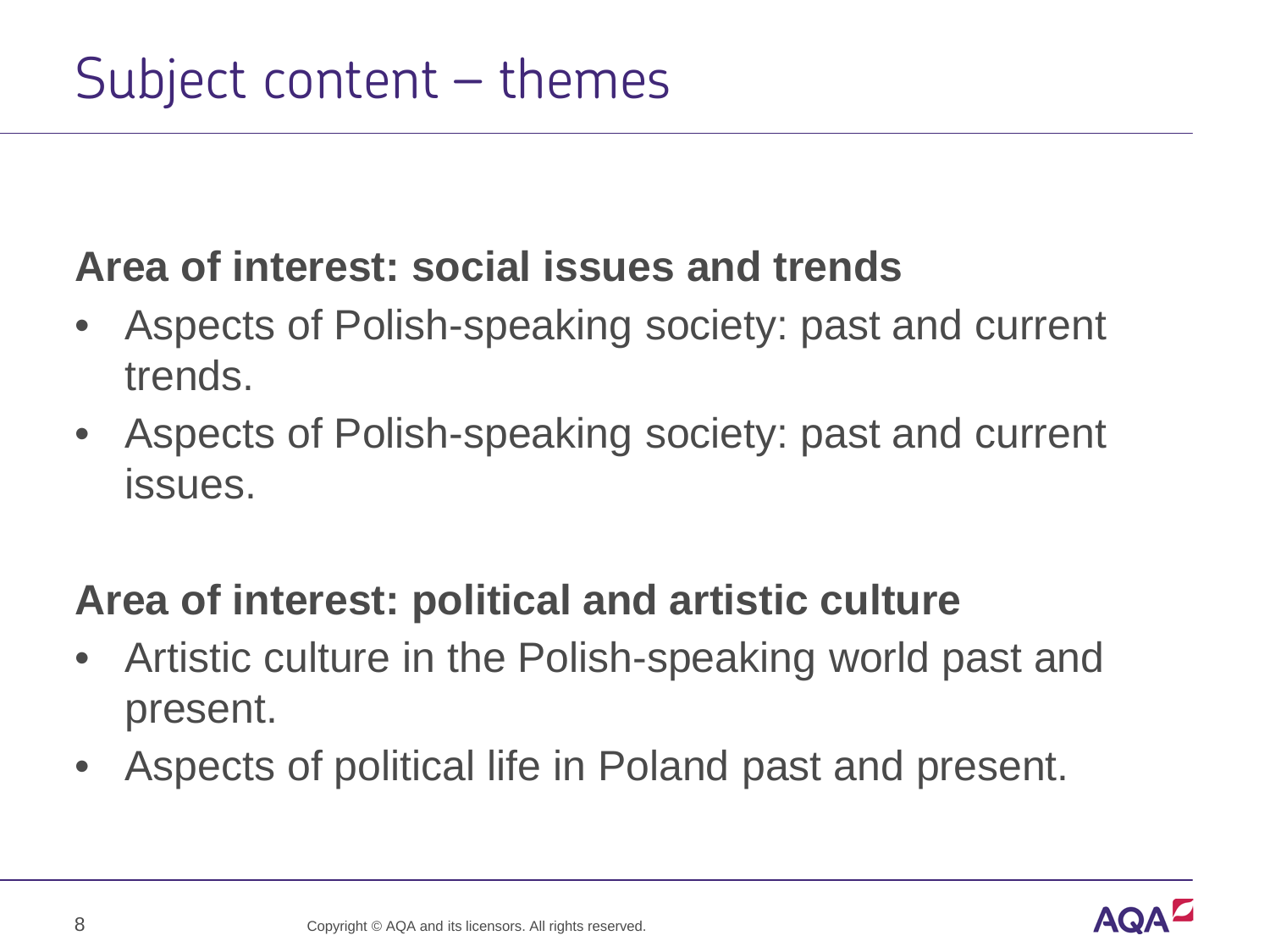# Subject content – themes

**Area of interest: social issues and trends**

- Aspects of Polish-speaking society: past and current trends.
- Aspects of Polish-speaking society: past and current issues.

**Area of interest: political and artistic culture**

- Artistic culture in the Polish-speaking world past and present.
- Aspects of political life in Poland past and present.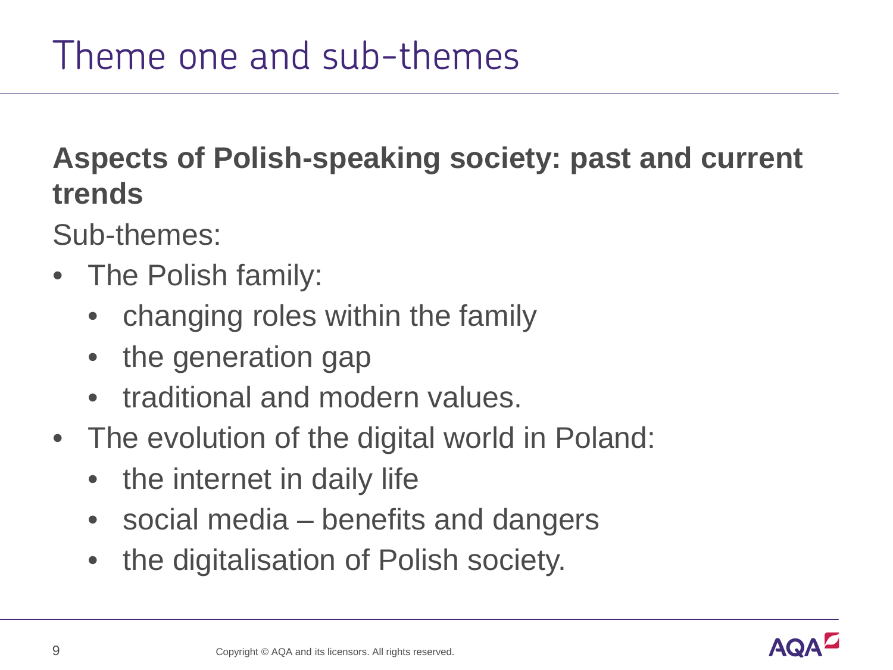# Theme one and sub-themes

**Aspects of Polish-speaking society: past and current trends**

Sub-themes:

- The Polish family:
  - changing roles within the family
  - the generation gap
  - traditional and modern values.
- The evolution of the digital world in Poland:
  - the internet in daily life
  - social media – benefits and dangers
  - the digitalisation of Polish society.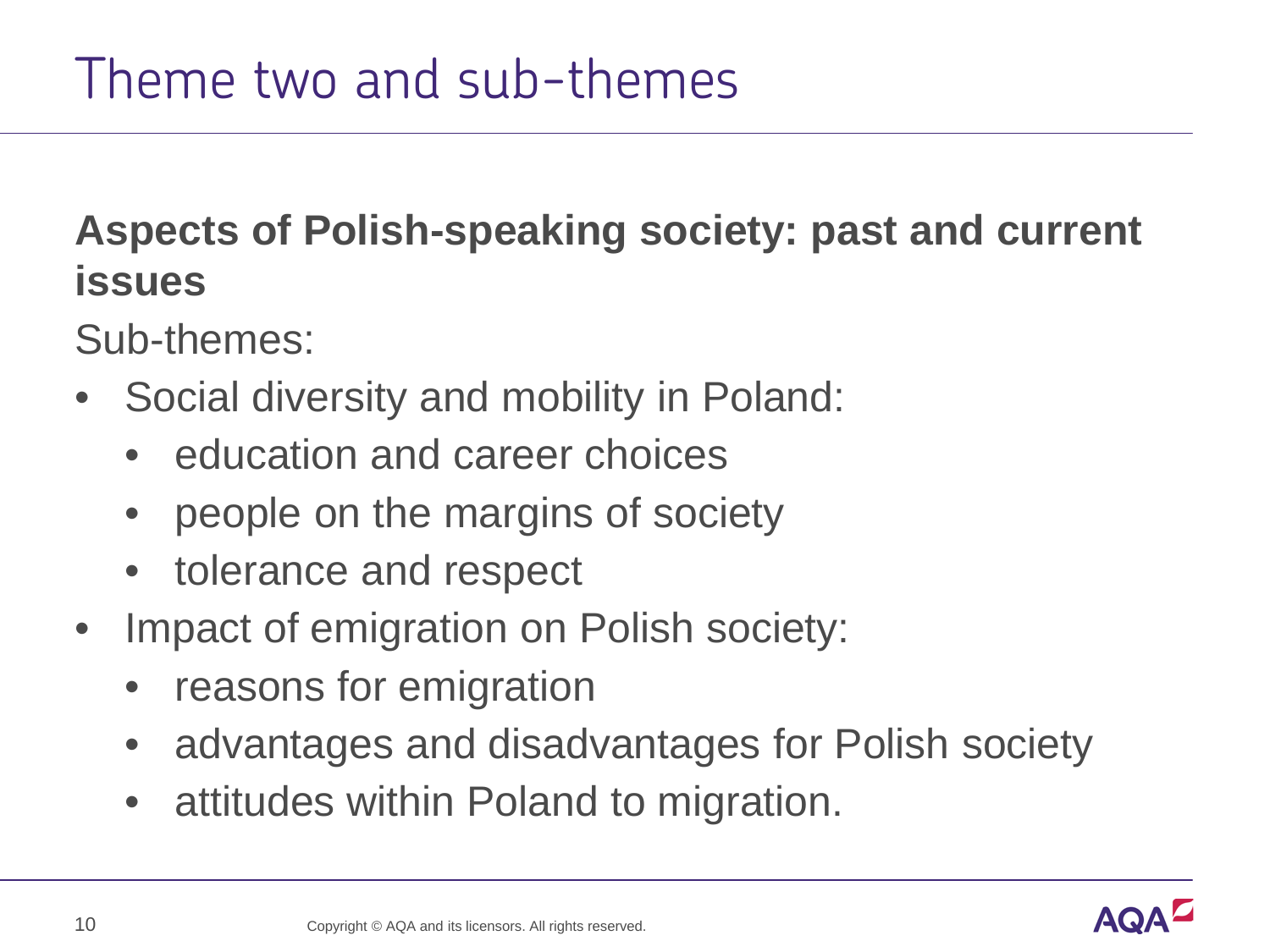# Theme two and sub-themes

**Aspects of Polish-speaking society: past and current issues**

Sub-themes:

- Social diversity and mobility in Poland:
  - education and career choices
  - people on the margins of society
  - tolerance and respect
- Impact of emigration on Polish society:
  - reasons for emigration
  - advantages and disadvantages for Polish society
  - attitudes within Poland to migration.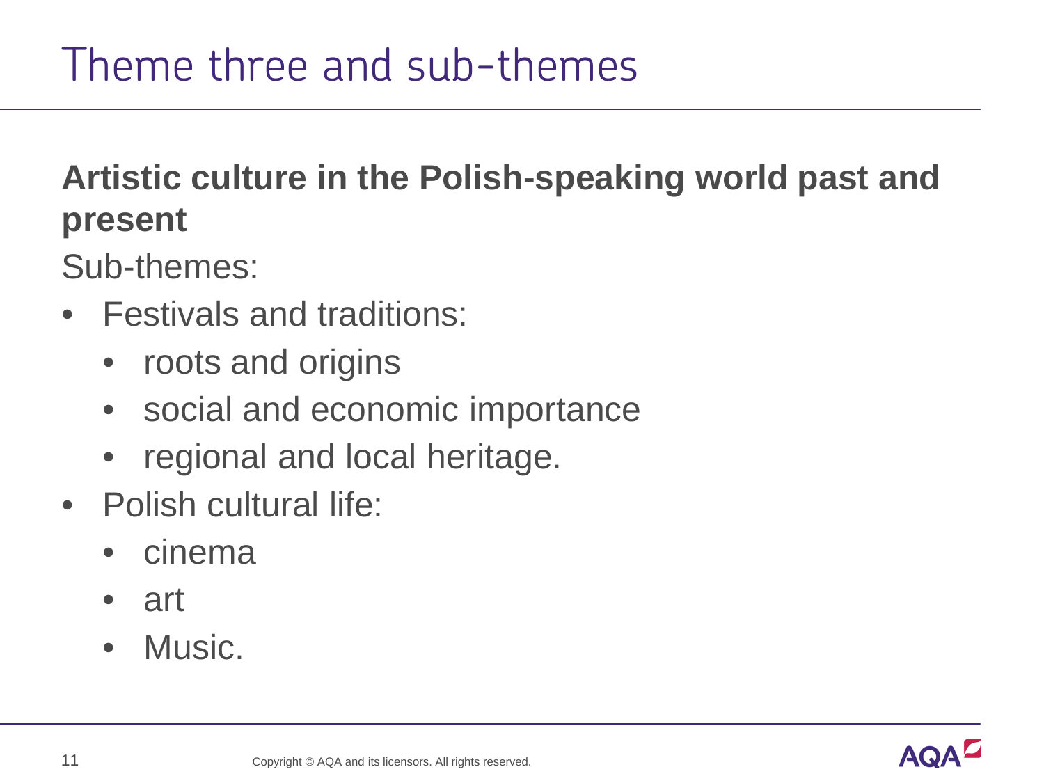# Theme three and sub-themes

**Artistic culture in the Polish-speaking world past and present**

Sub-themes:

- Festivals and traditions:
  - roots and origins
  - social and economic importance
  - regional and local heritage.
- Polish cultural life:
  - cinema
  - art
  - Music.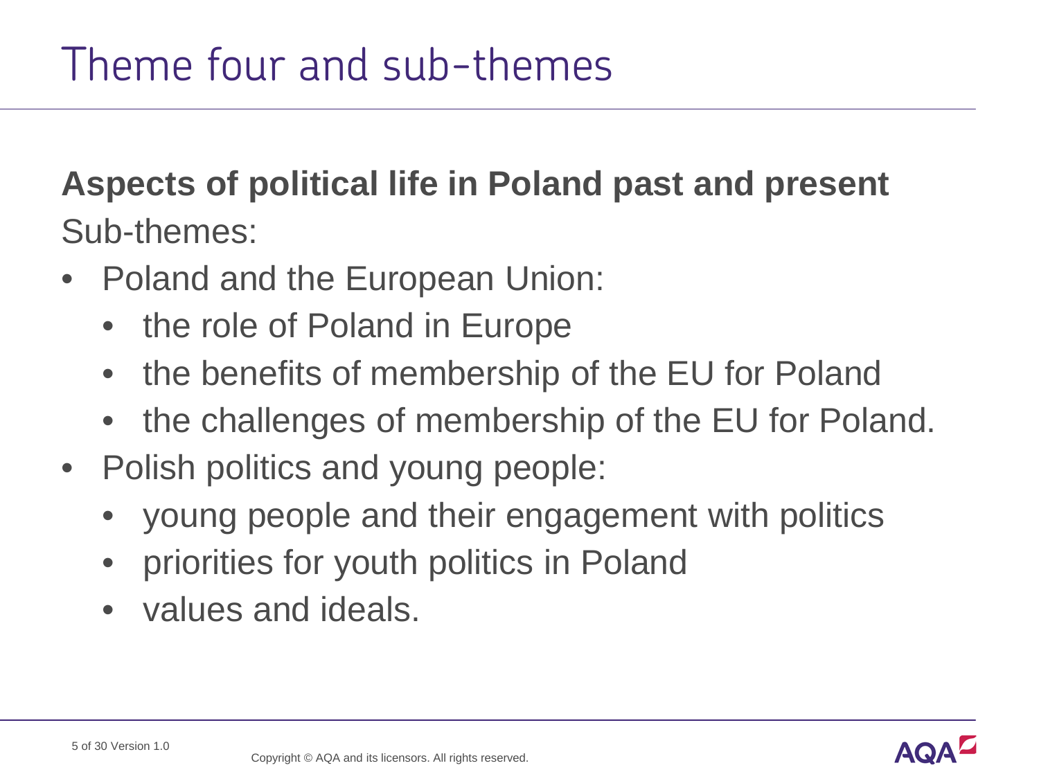# Theme four and sub-themes

**Aspects of political life in Poland past and present**

Sub-themes:

- Poland and the European Union:
  - the role of Poland in Europe
  - the benefits of membership of the EU for Poland
  - the challenges of membership of the EU for Poland.
- Polish politics and young people:
  - young people and their engagement with politics
  - priorities for youth politics in Poland
  - values and ideals.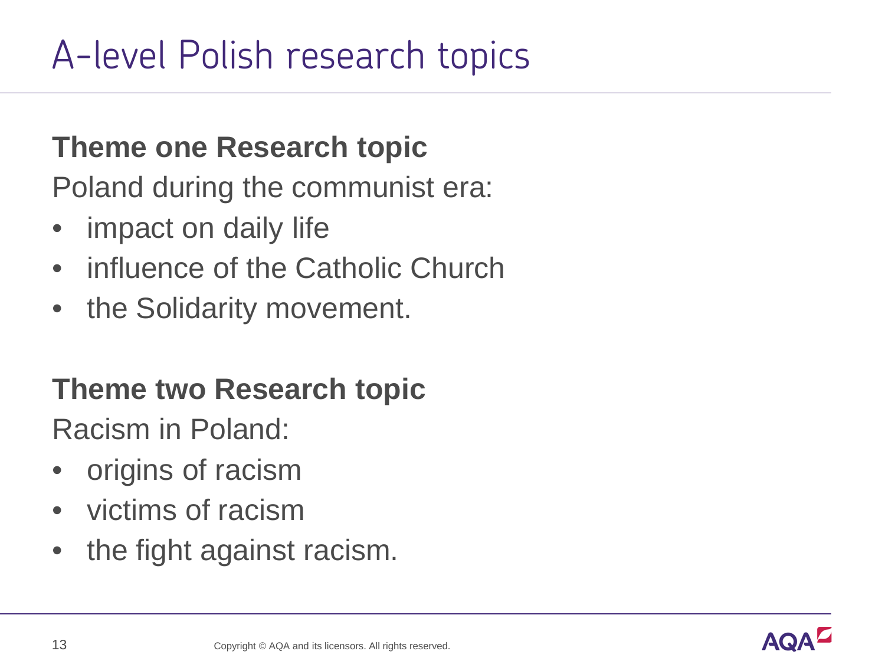# A-level Polish research topics

**Theme one Research topic**

Poland during the communist era:

- impact on daily life
- influence of the Catholic Church
- the Solidarity movement.

**Theme two Research topic**

Racism in Poland:

- origins of racism
- victims of racism
- the fight against racism.

Copyright © AQA and its licensors. All rights reserved.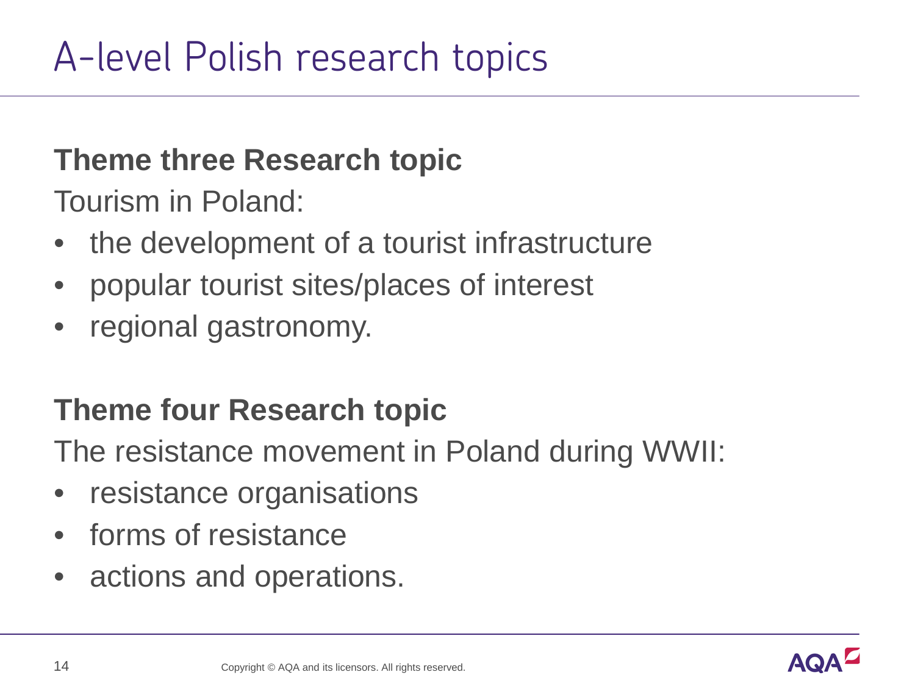# A-level Polish research topics

**Theme three Research topic**

Tourism in Poland:

- the development of a tourist infrastructure
- popular tourist sites/places of interest
- regional gastronomy.

**Theme four Research topic**

The resistance movement in Poland during WWII:

- resistance organisations
- forms of resistance
- actions and operations.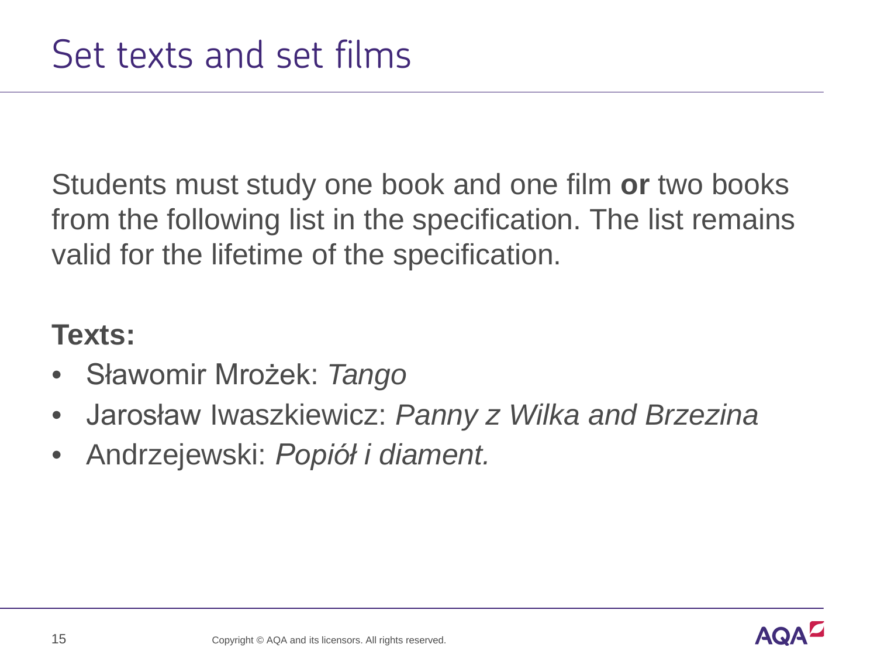# Set texts and set films

Students must study one book and one film **or** two books from the following list in the specification. The list remains valid for the lifetime of the specification.

**Texts:**

- Sławomir Mrożek: *Tango*
- Jarosław Iwaszkiewicz: *Panny z Wilka and Brzezina*
- Andrzejewski: *Popiół i diament.*

Copyright © AQA and its licensors. All rights reserved.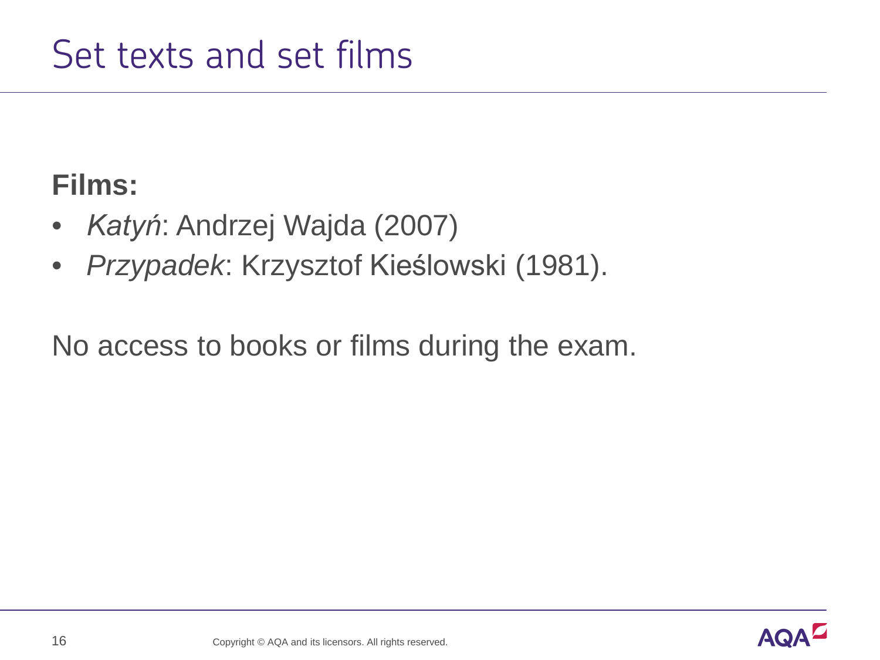# Set texts and set films

**Films:**

- *Katyń*: Andrzej Wajda (2007)
- *Przypadek*: Krzysztof Kieślowski (1981).

No access to books or films during the exam.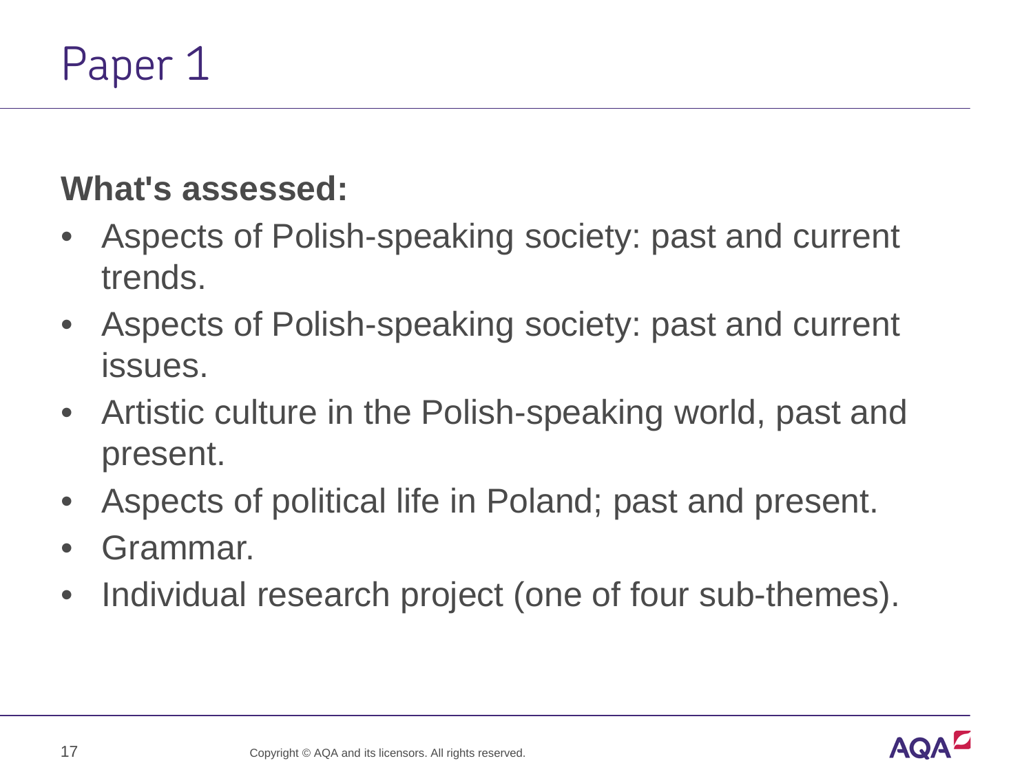# Paper 1

**What's assessed:**

- Aspects of Polish-speaking society: past and current trends.
- Aspects of Polish-speaking society: past and current issues.
- Artistic culture in the Polish-speaking world, past and present.
- Aspects of political life in Poland; past and present.
- Grammar.
- Individual research project (one of four sub-themes).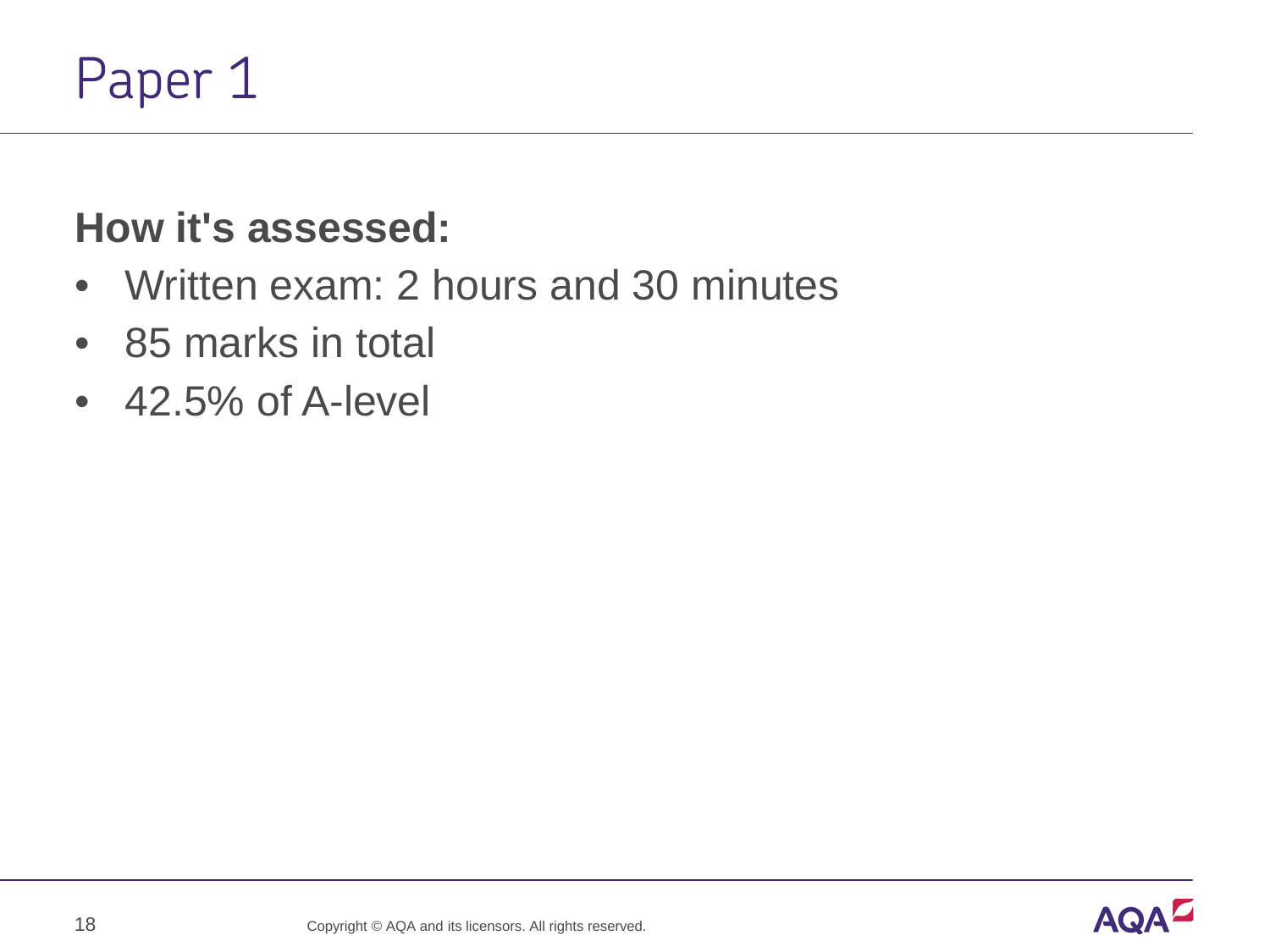# Paper 1

**How it's assessed:**

- Written exam: 2 hours and 30 minutes
- 85 marks in total
- 42.5% of A-level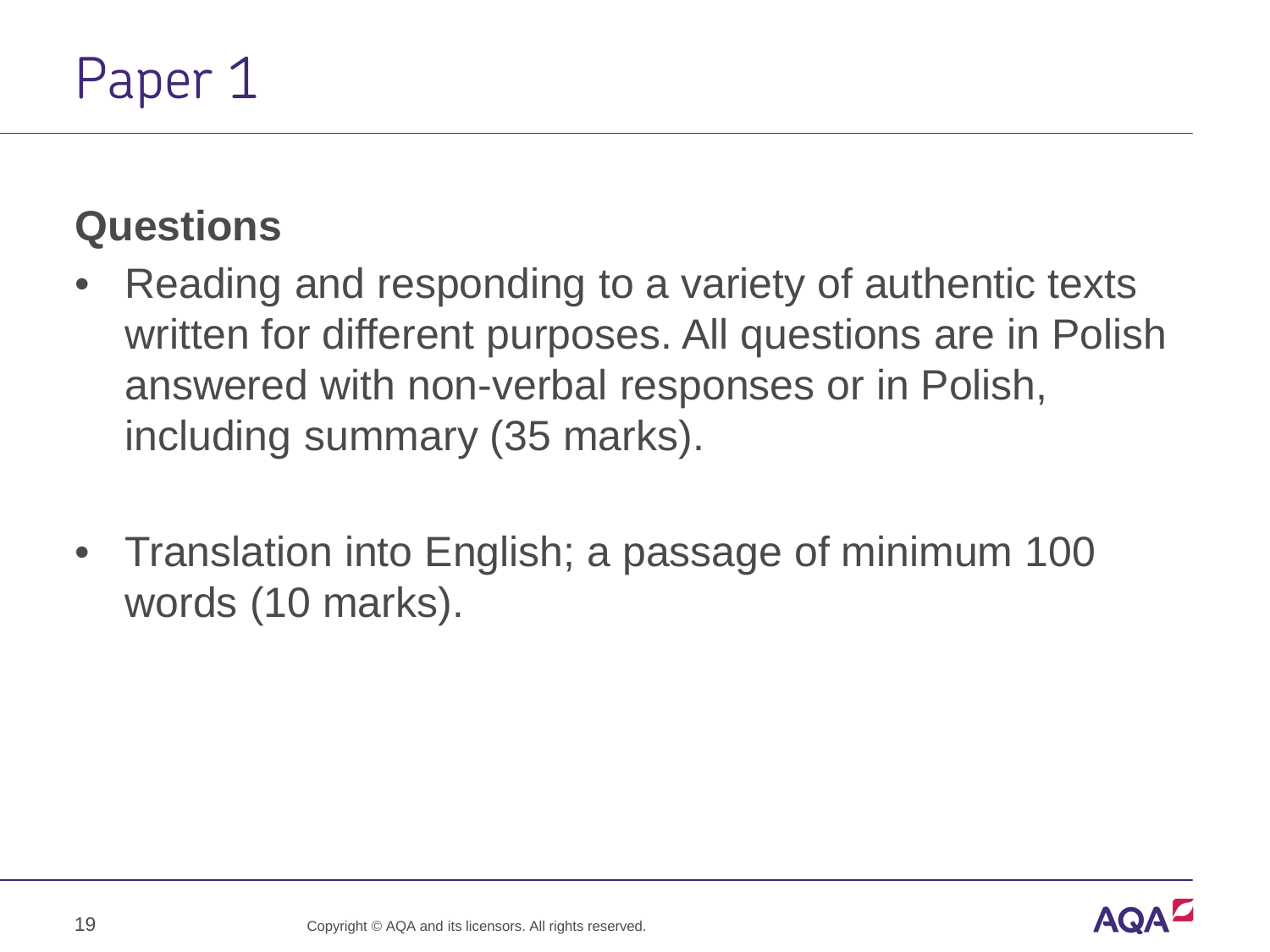# Paper 1

## Questions

- Reading and responding to a variety of authentic texts written for different purposes. All questions are in Polish answered with non-verbal responses or in Polish, including summary (35 marks).

- Translation into English; a passage of minimum 100 words (10 marks).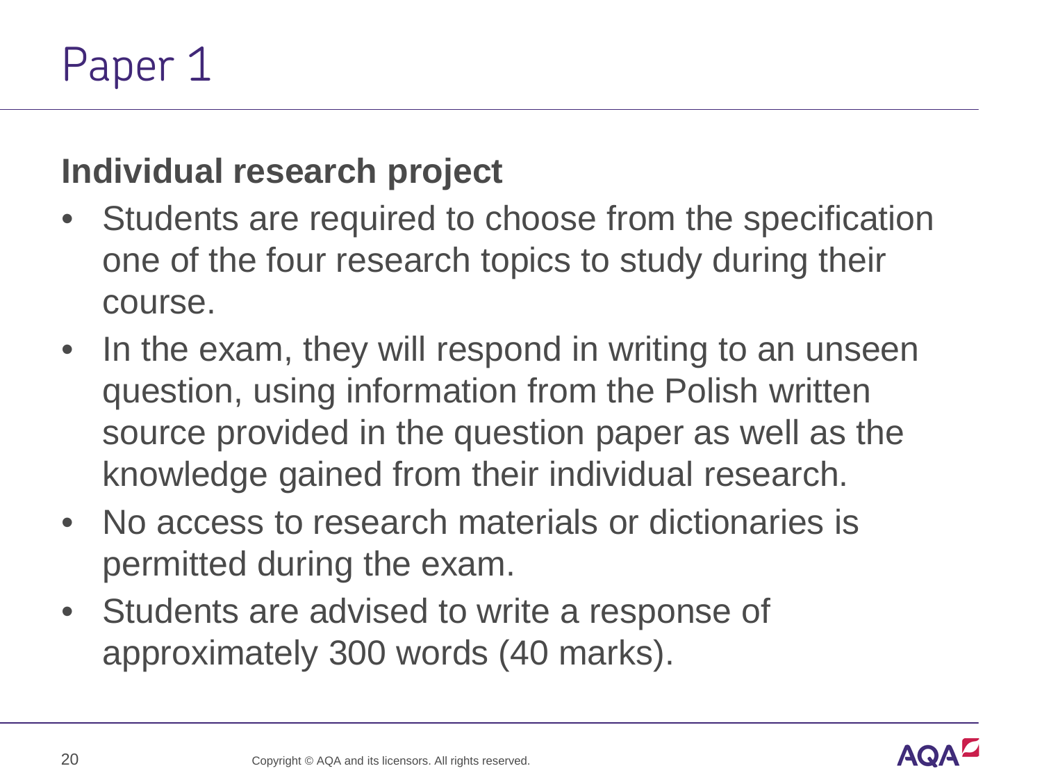# Paper 1

## Individual research project

- Students are required to choose from the specification one of the four research topics to study during their course.
- In the exam, they will respond in writing to an unseen question, using information from the Polish written source provided in the question paper as well as the knowledge gained from their individual research.
- No access to research materials or dictionaries is permitted during the exam.
- Students are advised to write a response of approximately 300 words (40 marks).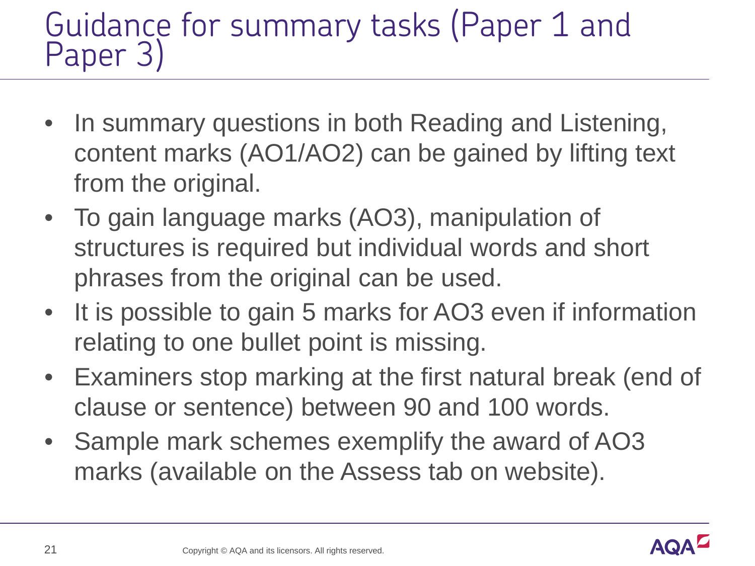# Guidance for summary tasks (Paper 1 and Paper 3)

- In summary questions in both Reading and Listening, content marks (AO1/AO2) can be gained by lifting text from the original.
- To gain language marks (AO3), manipulation of structures is required but individual words and short phrases from the original can be used.
- It is possible to gain 5 marks for AO3 even if information relating to one bullet point is missing.
- Examiners stop marking at the first natural break (end of clause or sentence) between 90 and 100 words.
- Sample mark schemes exemplify the award of AO3 marks (available on the Assess tab on website).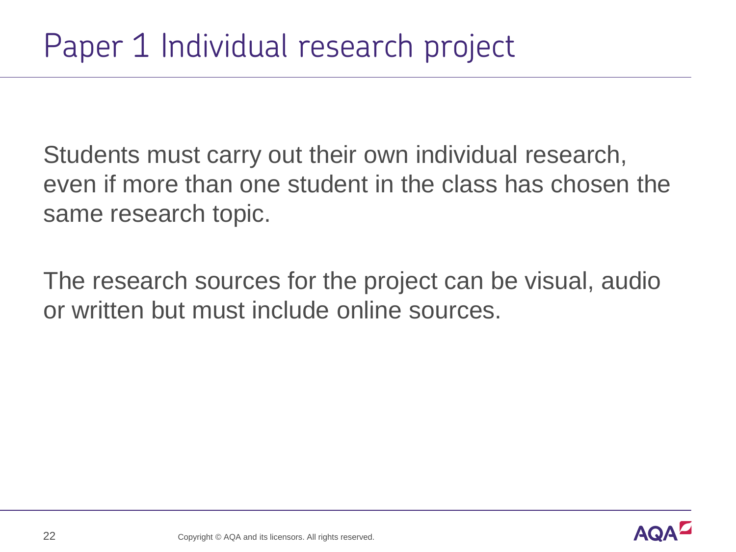# Paper 1 Individual research project

Students must carry out their own individual research, even if more than one student in the class has chosen the same research topic.

The research sources for the project can be visual, audio or written but must include online sources.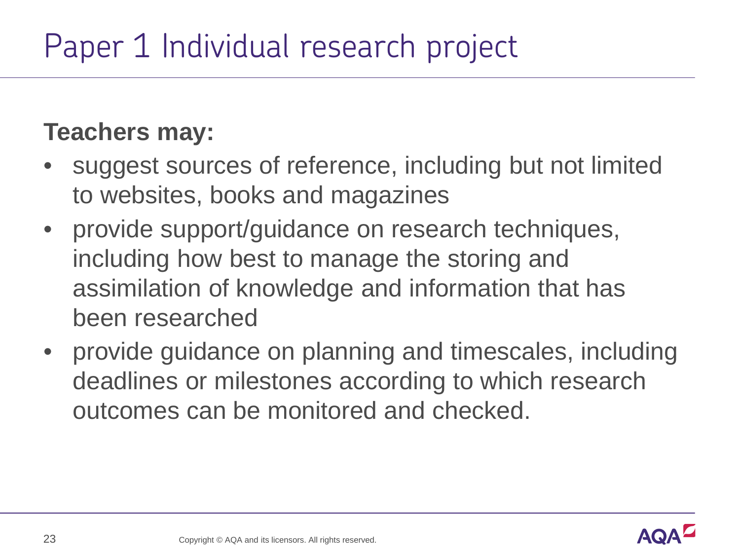# Paper 1 Individual research project

**Teachers may:**

- suggest sources of reference, including but not limited to websites, books and magazines
- provide support/guidance on research techniques, including how best to manage the storing and assimilation of knowledge and information that has been researched
- provide guidance on planning and timescales, including deadlines or milestones according to which research outcomes can be monitored and checked.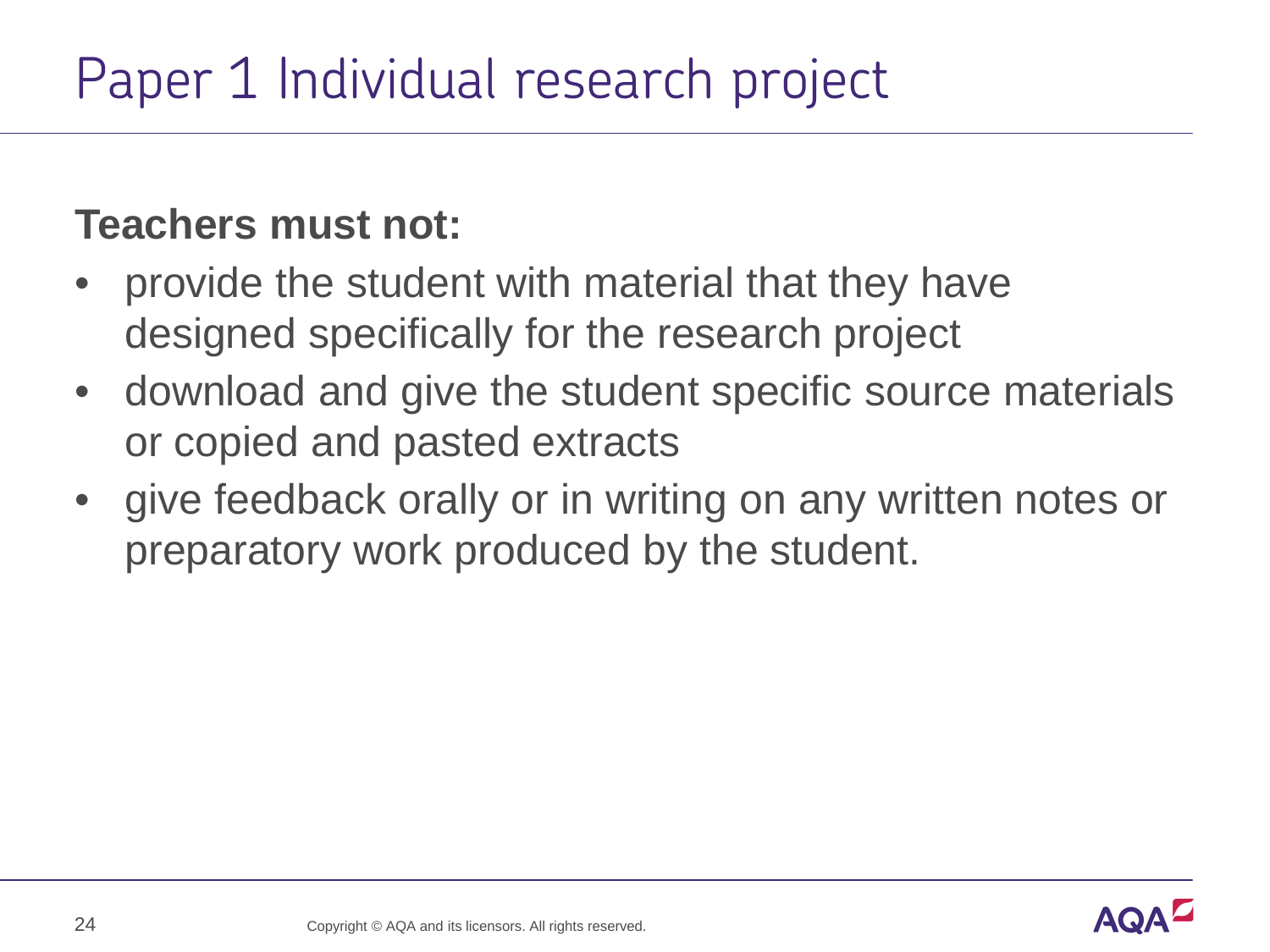# Paper 1 Individual research project

**Teachers must not:**

- provide the student with material that they have designed specifically for the research project
- download and give the student specific source materials or copied and pasted extracts
- give feedback orally or in writing on any written notes or preparatory work produced by the student.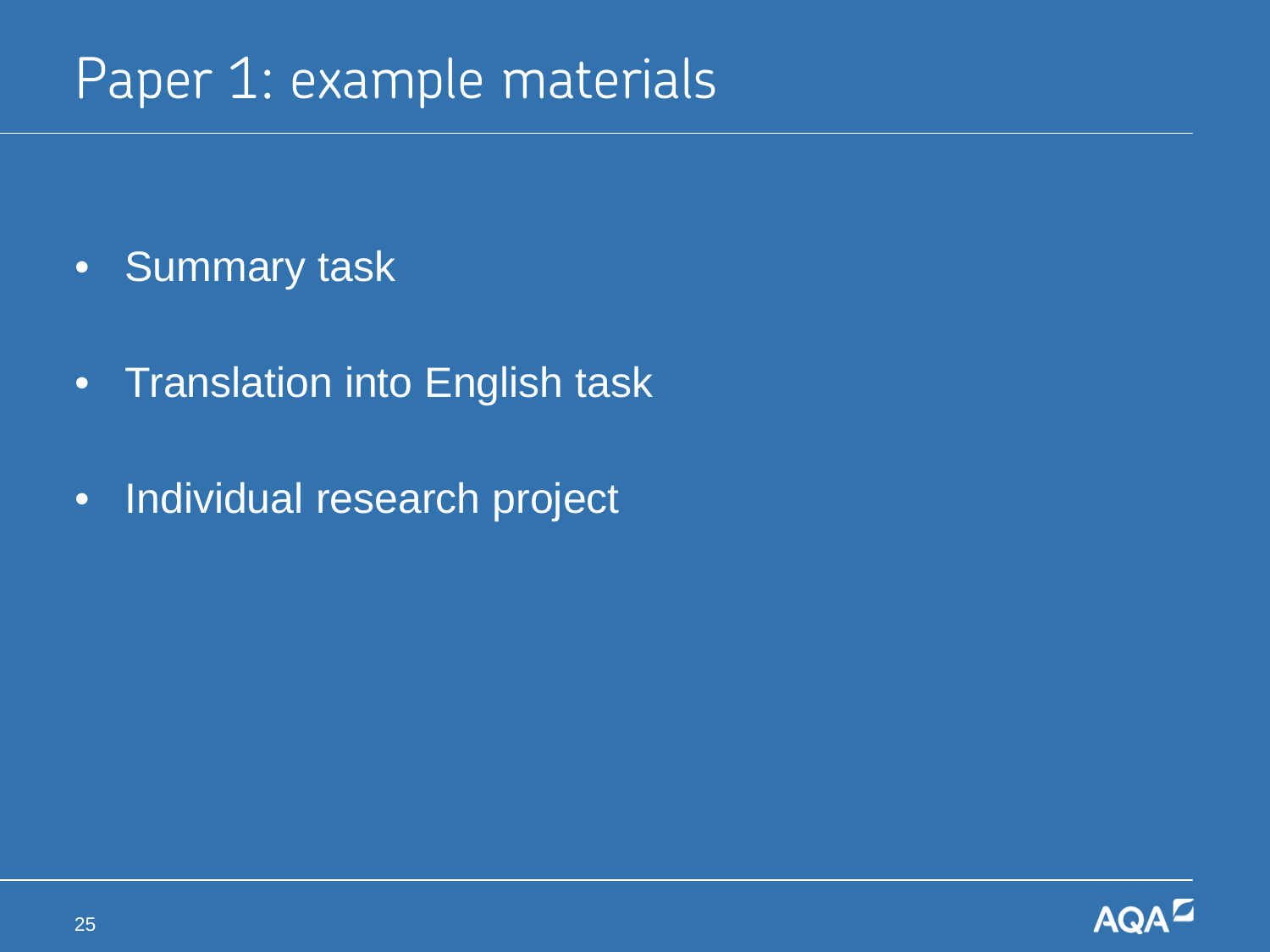# Paper 1: example materials

- Summary task
- Translation into English task
- Individual research project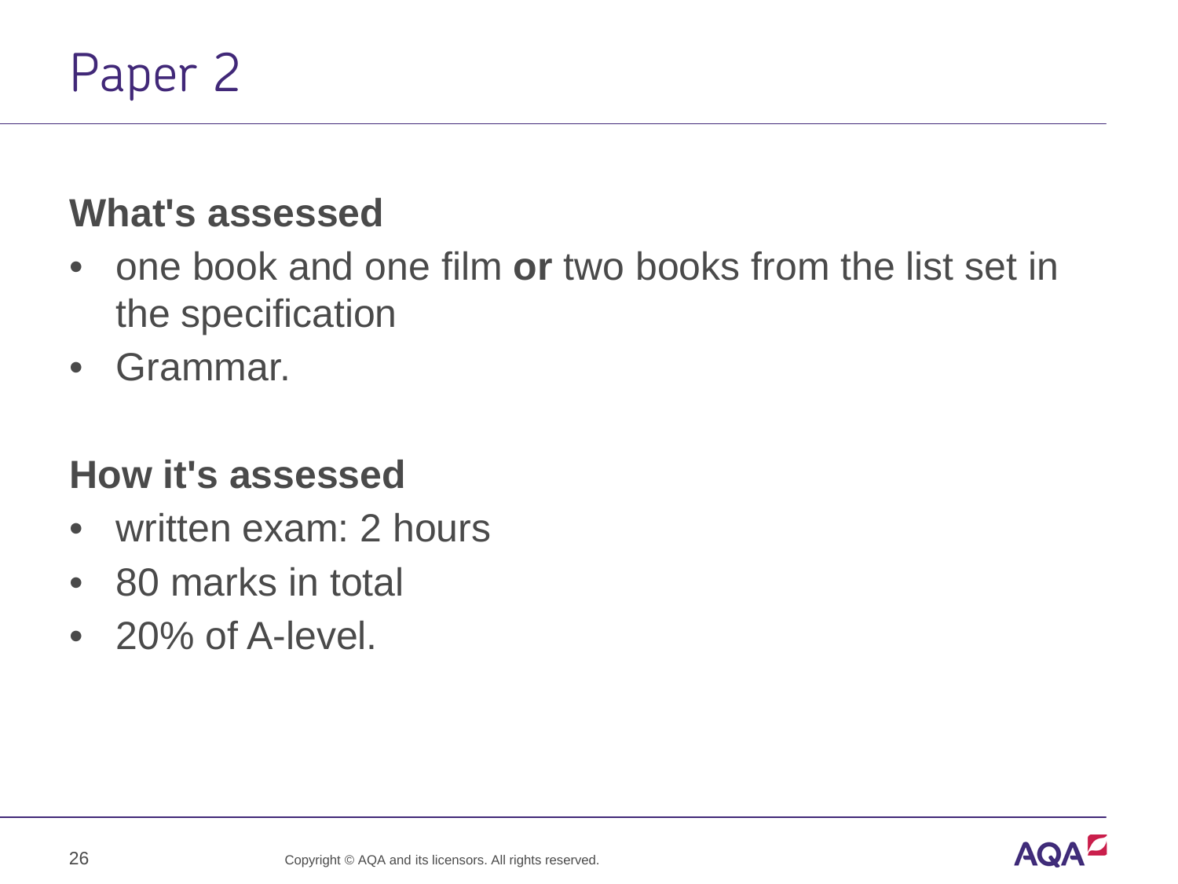# Paper 2

## What's assessed

- one book and one film **or** two books from the list set in the specification
- Grammar.

## How it's assessed

- written exam: 2 hours
- 80 marks in total
- 20% of A-level.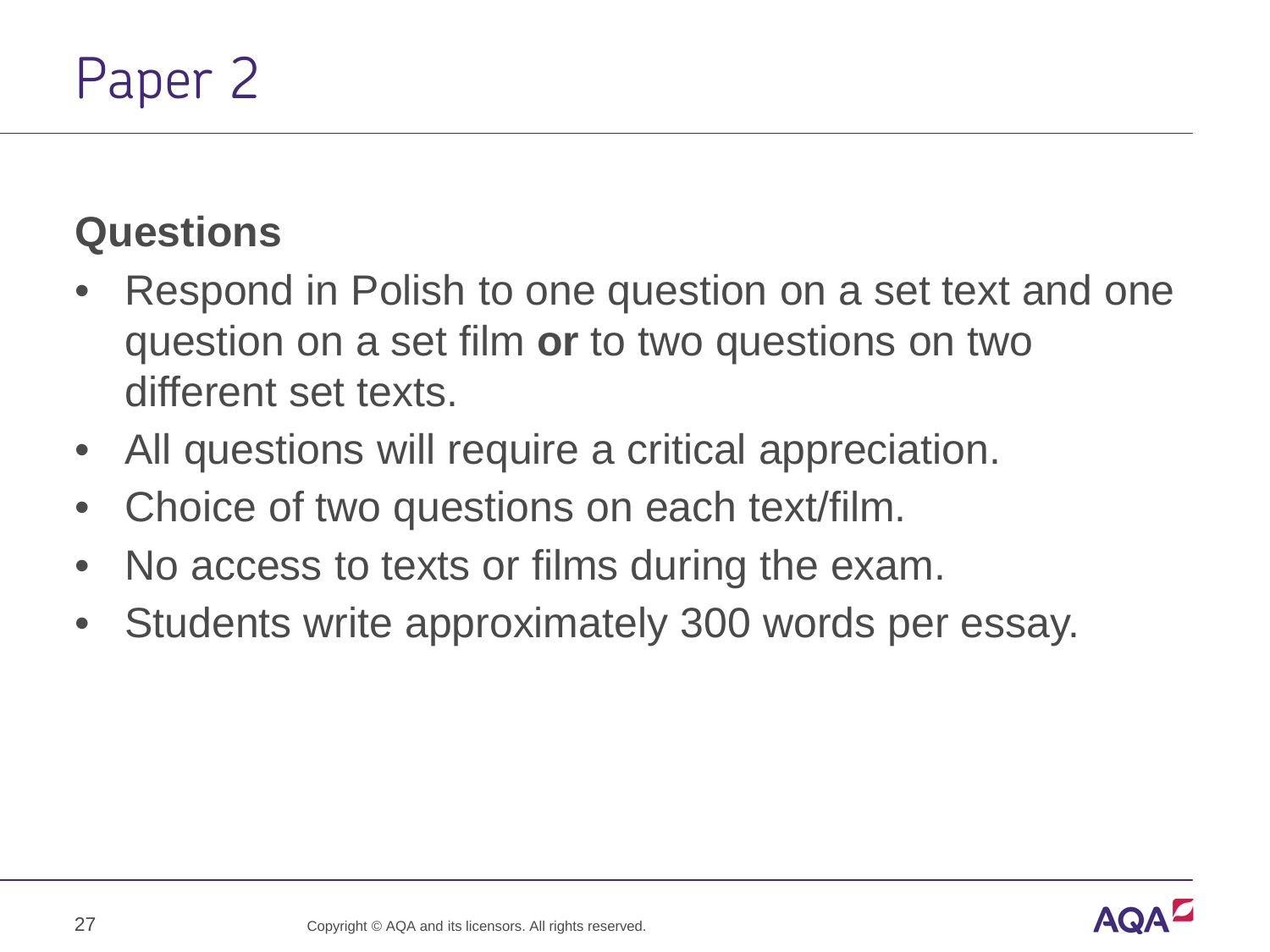# Paper 2

## Questions

- Respond in Polish to one question on a set text and one question on a set film **or** to two questions on two different set texts.
- All questions will require a critical appreciation.
- Choice of two questions on each text/film.
- No access to texts or films during the exam.
- Students write approximately 300 words per essay.

Copyright © AQA and its licensors. All rights reserved.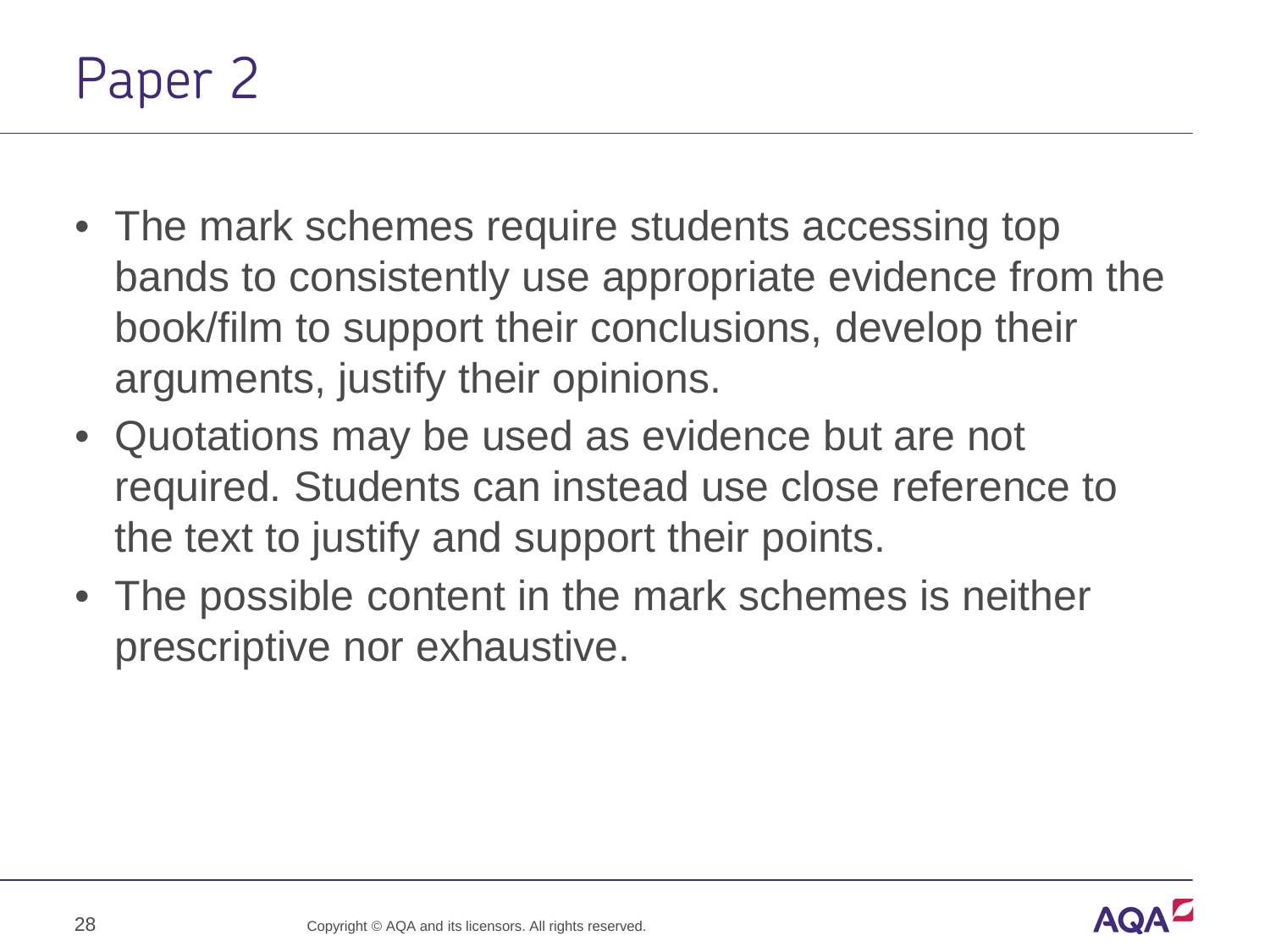# Paper 2

- The mark schemes require students accessing top bands to consistently use appropriate evidence from the book/film to support their conclusions, develop their arguments, justify their opinions.
- Quotations may be used as evidence but are not required. Students can instead use close reference to the text to justify and support their points.
- The possible content in the mark schemes is neither prescriptive nor exhaustive.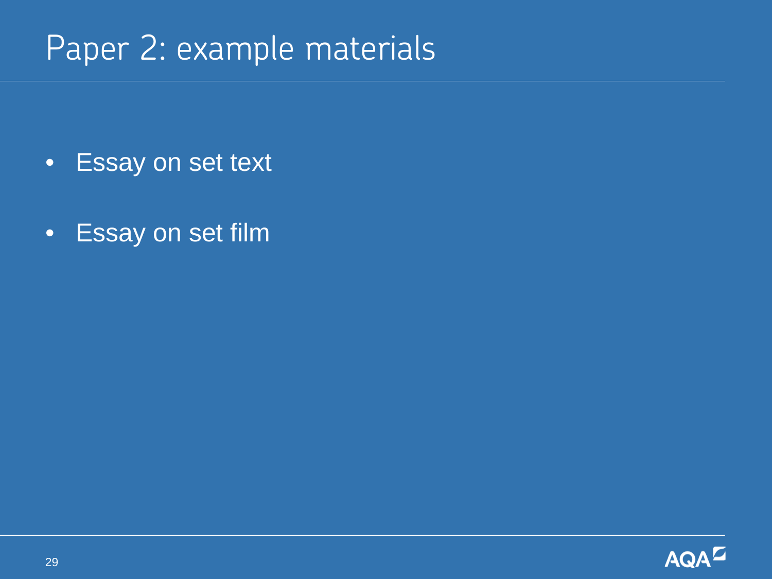# Paper 2: example materials

- Essay on set text
- Essay on set film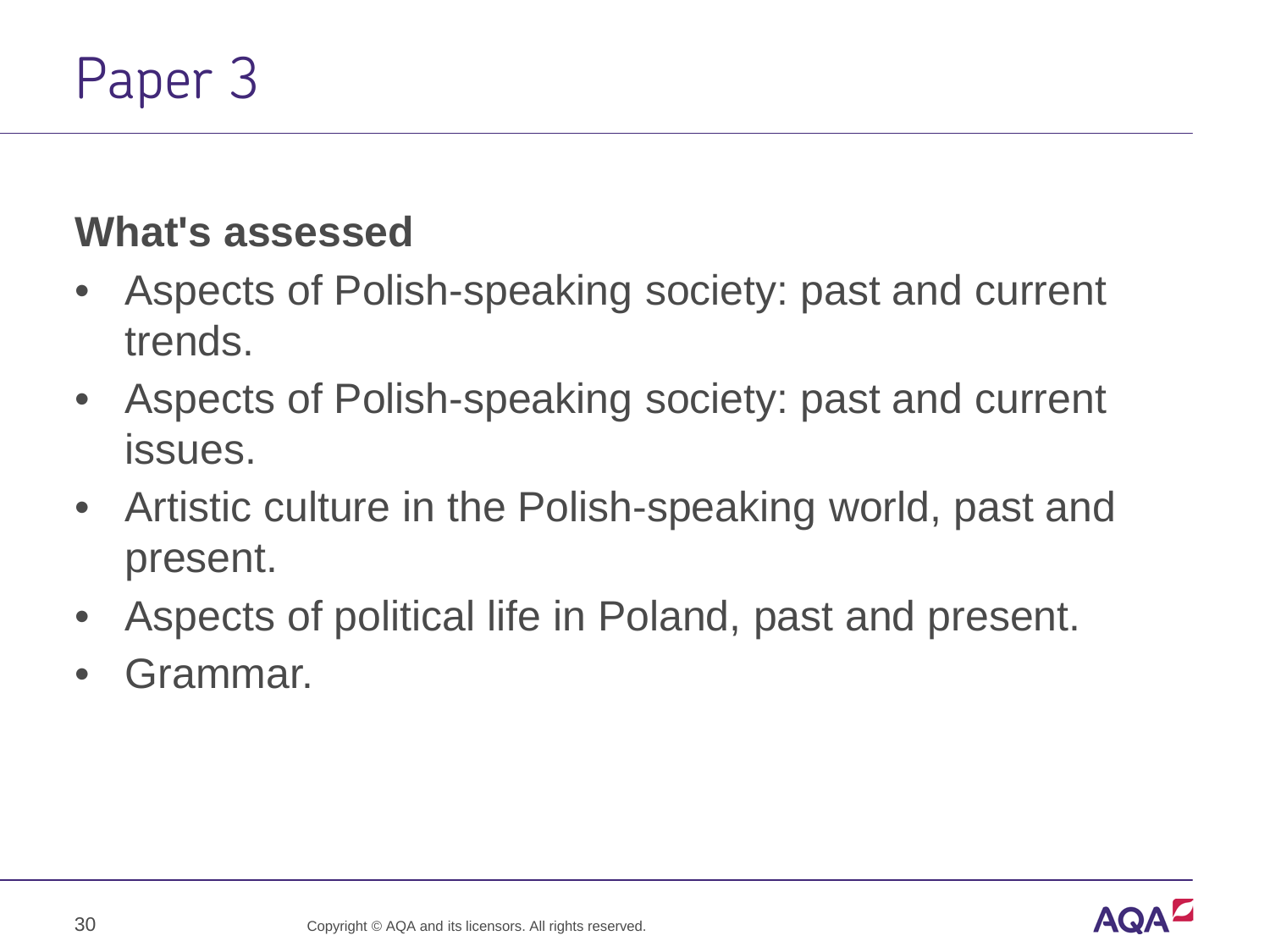# Paper 3

**What's assessed**

- Aspects of Polish-speaking society: past and current trends.
- Aspects of Polish-speaking society: past and current issues.
- Artistic culture in the Polish-speaking world, past and present.
- Aspects of political life in Poland, past and present.
- Grammar.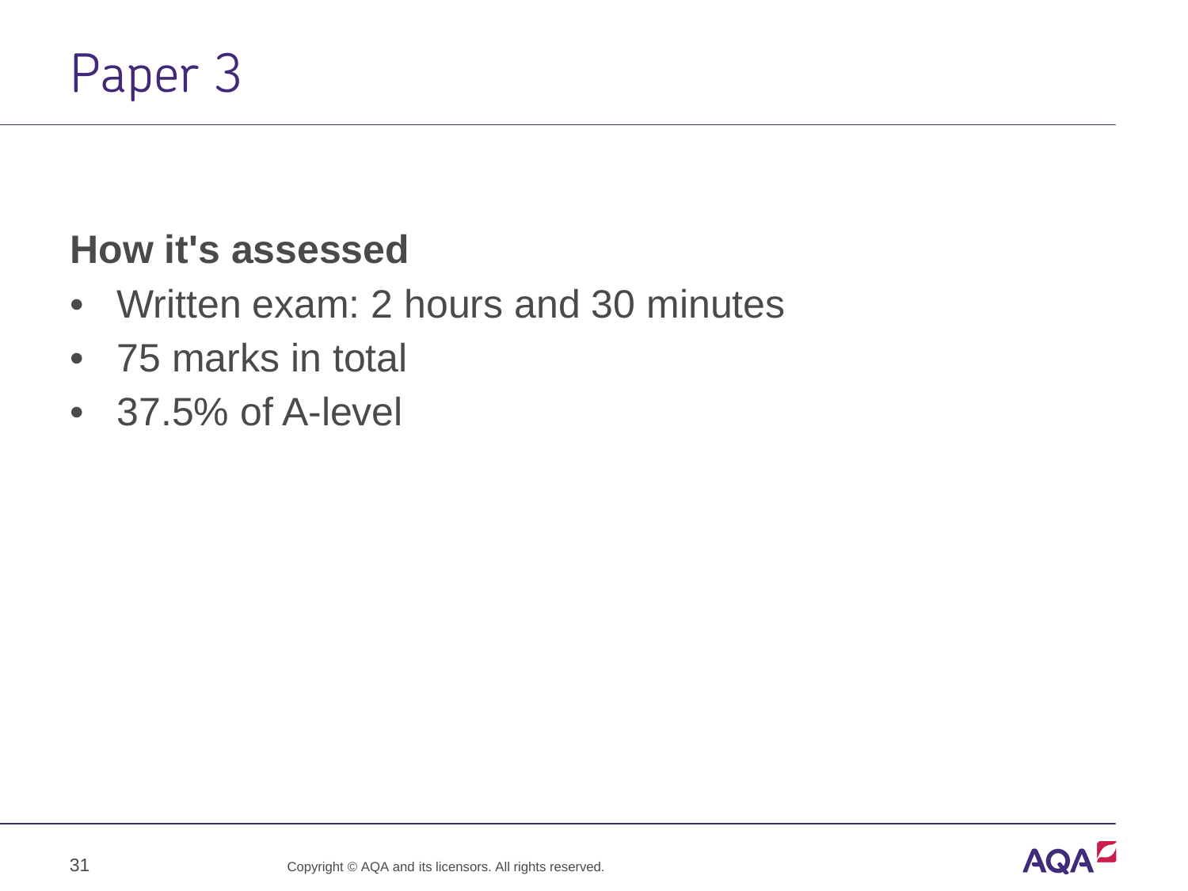# Paper 3

**How it's assessed**

- Written exam: 2 hours and 30 minutes
- 75 marks in total
- 37.5% of A-level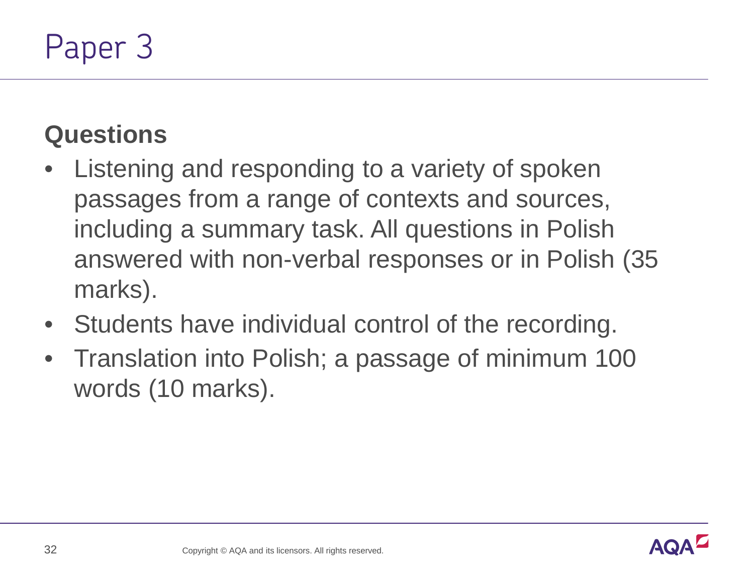# Paper 3

## Questions

- Listening and responding to a variety of spoken passages from a range of contexts and sources, including a summary task. All questions in Polish answered with non-verbal responses or in Polish (35 marks).
- Students have individual control of the recording.
- Translation into Polish; a passage of minimum 100 words (10 marks).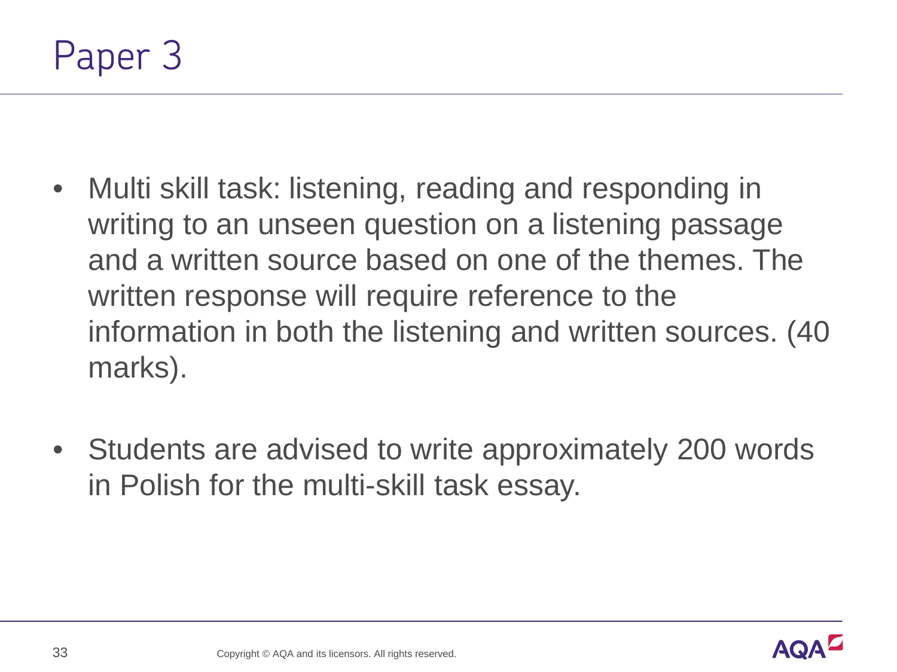# Paper 3

- Multi skill task: listening, reading and responding in writing to an unseen question on a listening passage and a written source based on one of the themes. The written response will require reference to the information in both the listening and written sources. (40 marks).

- Students are advised to write approximately 200 words in Polish for the multi-skill task essay.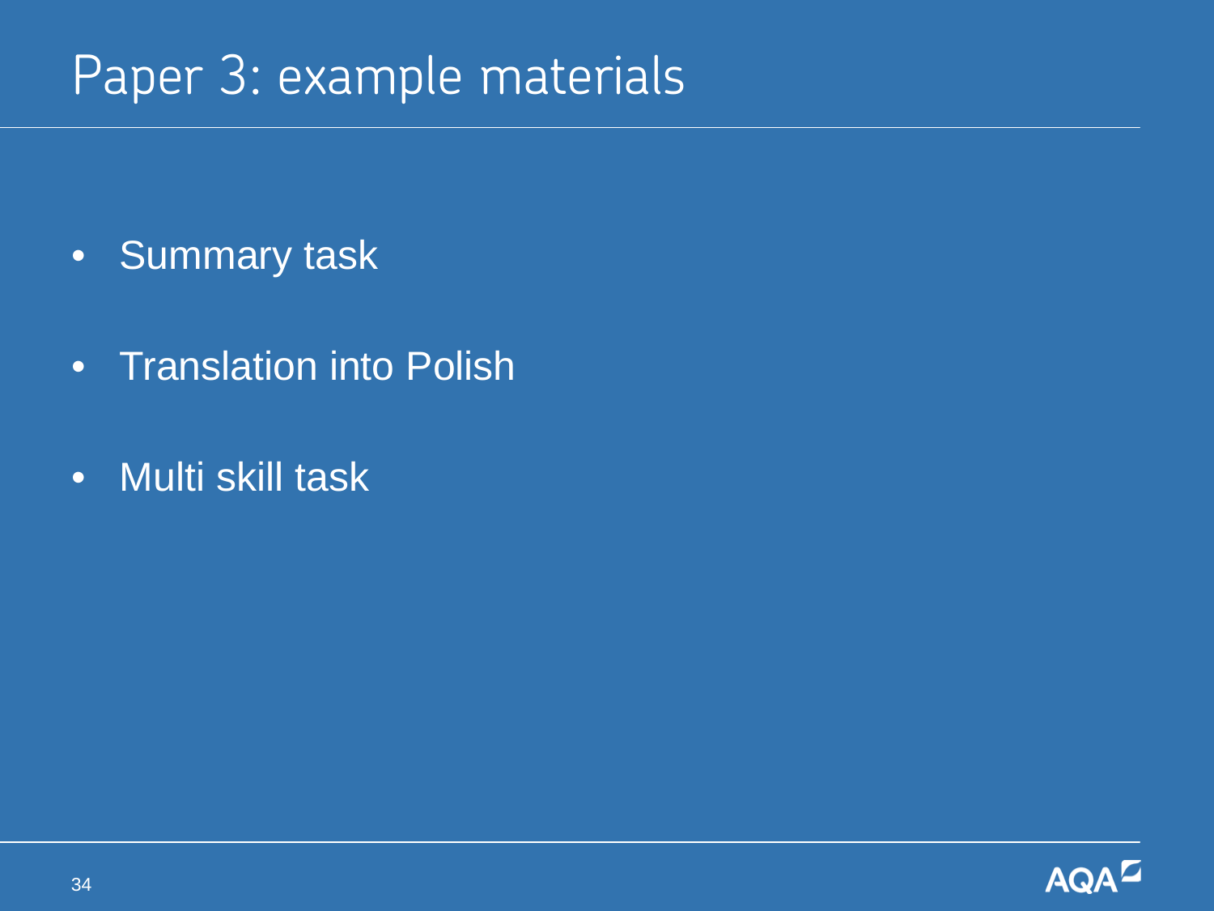# Paper 3: example materials

- Summary task
- Translation into Polish
- Multi skill task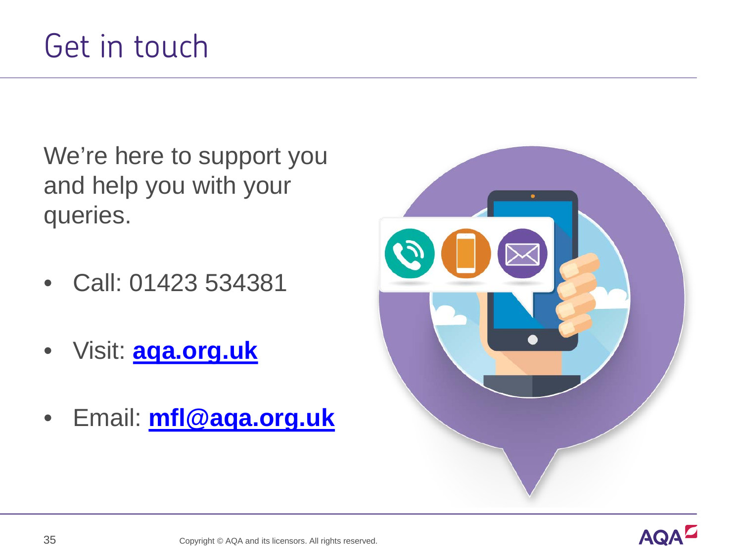# Get in touch

We're here to support you and help you with your queries.

- Call: 01423 534381
- Visit: **aqa.org.uk**
- Email: **mfl@aqa.org.uk**

Copyright © AQA and its licensors. All rights reserved.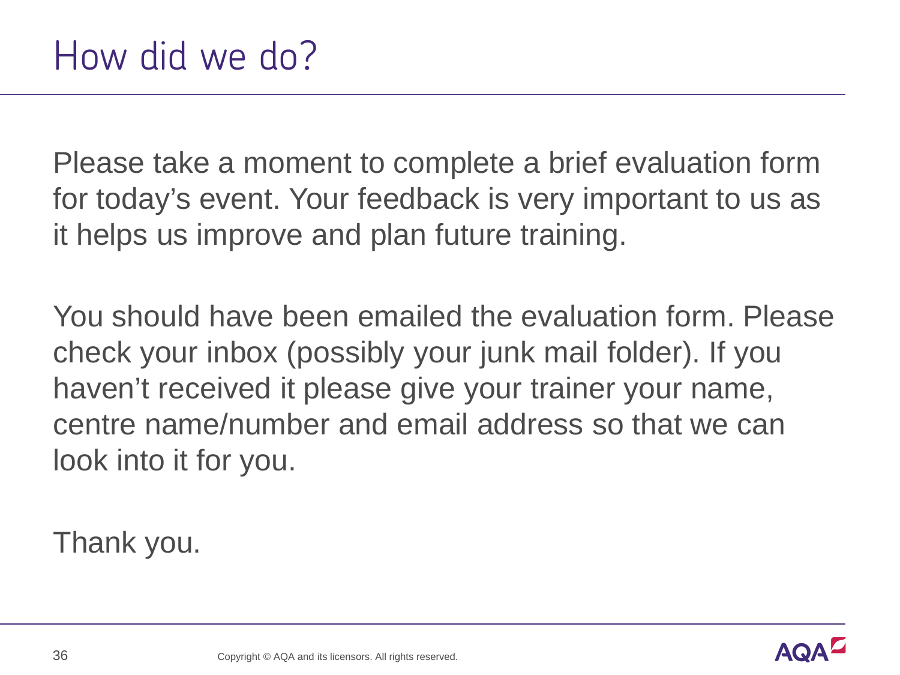# How did we do?

Please take a moment to complete a brief evaluation form for today's event. Your feedback is very important to us as it helps us improve and plan future training.

You should have been emailed the evaluation form. Please check your inbox (possibly your junk mail folder). If you haven't received it please give your trainer your name, centre name/number and email address so that we can look into it for you.

Thank you.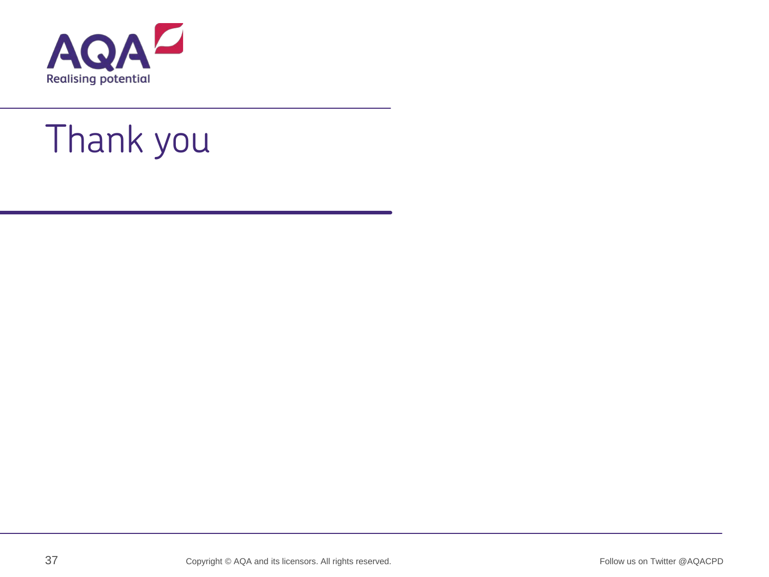# Thank you